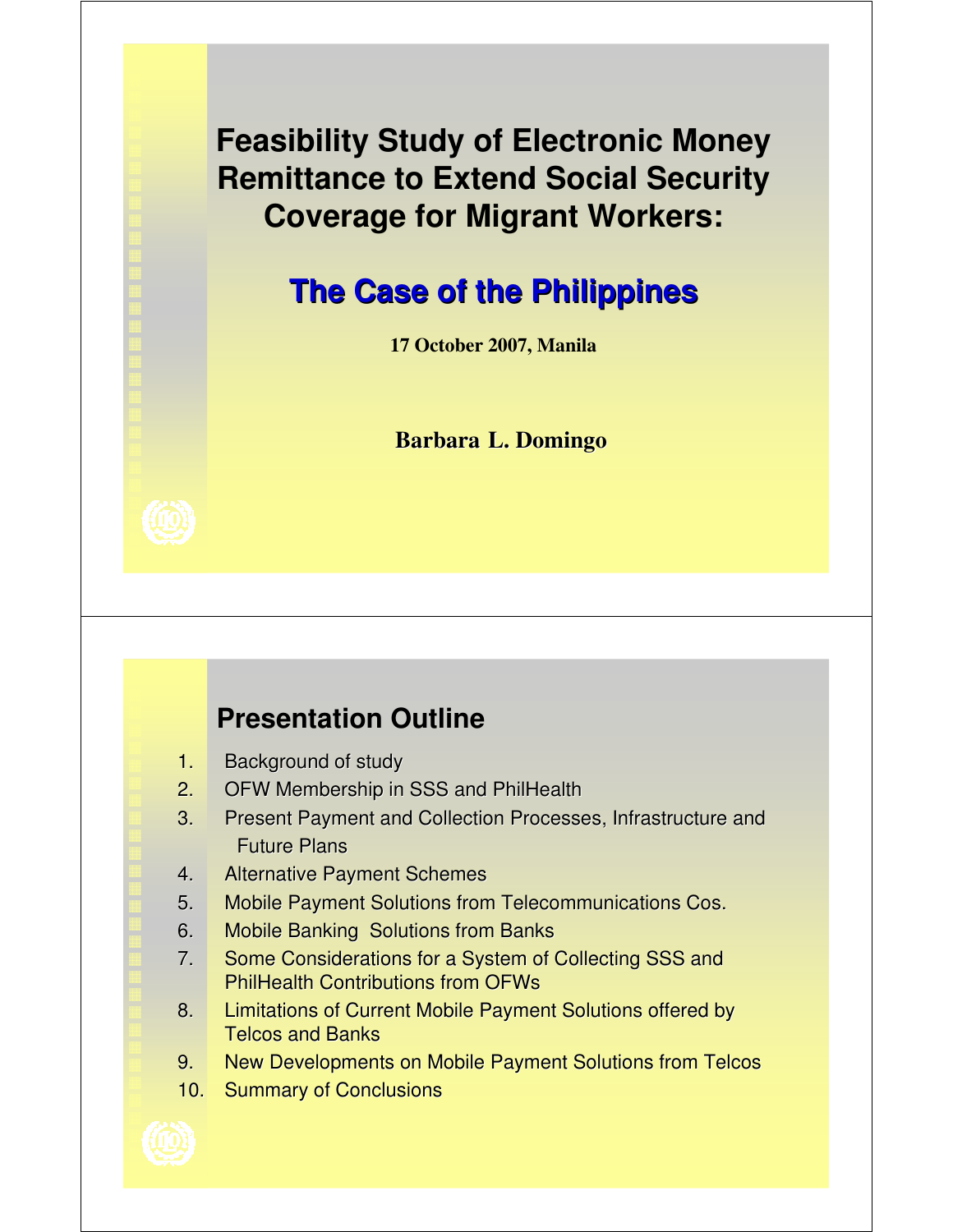# Feasibility Study of Electronic Money Remittance to Extend Social Security Coverage for Migrant Workers:

## The Case of the Philippines

**17 October 2007, Manila**

**Barbara L. Domingo**

## Presentation Outline

1. Background of study
2. OFW Membership in SSS and PhilHealth
3. Present Payment and Collection Processes, Infrastructure and Future Plans
4. Alternative Payment Schemes
5. Mobile Payment Solutions from Telecommunications Cos.
6. Mobile Banking Solutions from Banks
7. Some Considerations for a System of Collecting SSS and PhilHealth Contributions from OFWs
8. Limitations of Current Mobile Payment Solutions offered by Telcos and Banks
9. New Developments on Mobile Payment Solutions from Telcos
10. Summary of Conclusions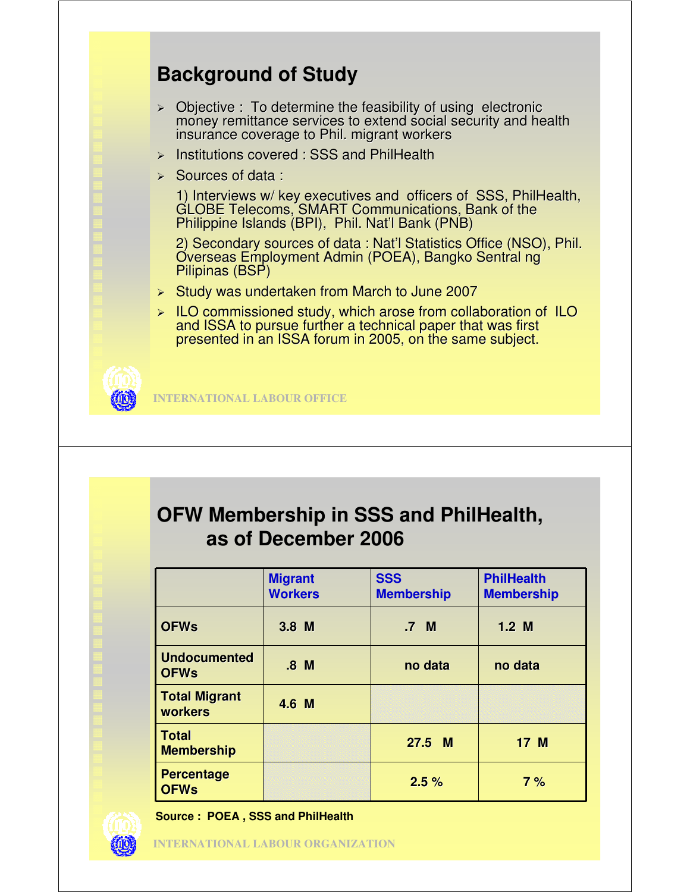## Background of Study

- Objective : To determine the feasibility of using electronic money remittance services to extend social security and health insurance coverage to Phil. migrant workers
- Institutions covered : SSS and PhilHealth
- Sources of data :

  1) Interviews w/ key executives and officers of SSS, PhilHealth, GLOBE Telecoms, SMART Communications, Bank of the Philippine Islands (BPI), Phil. Nat'l Bank (PNB)

  2) Secondary sources of data : Nat'l Statistics Office (NSO), Phil. Overseas Employment Admin (POEA), Bangko Sentral ng Pilipinas (BSP)
- Study was undertaken from March to June 2007
- ILO commissioned study, which arose from collaboration of ILO and ISSA to pursue further a technical paper that was first presented in an ISSA forum in 2005, on the same subject.

INTERNATIONAL LABOUR OFFICE

## OFW Membership in SSS and PhilHealth, as of December 2006

| | Migrant Workers | SSS Membership | PhilHealth Membership |
|---|---|---|---|
| OFWs | 3.8 M | .7 M | 1.2 M |
| Undocumented OFWs | .8 M | no data | no data |
| Total Migrant workers | 4.6 M | | |
| Total Membership | | 27.5 M | 17 M |
| Percentage OFWs | | 2.5 % | 7 % |

Source : POEA , SSS and PhilHealth

INTERNATIONAL LABOUR ORGANIZATION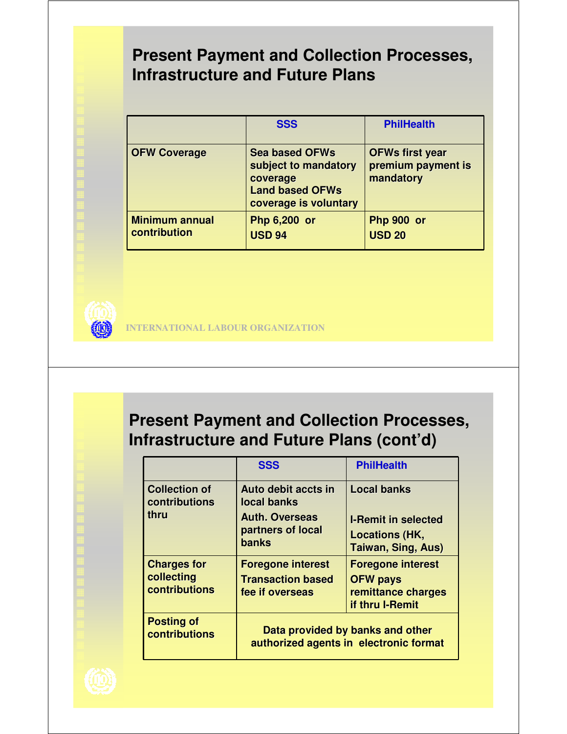## Present Payment and Collection Processes, Infrastructure and Future Plans

| | SSS | PhilHealth |
|---|---|---|
| OFW Coverage | Sea based OFWs subject to mandatory coverage<br>Land based OFWs coverage is voluntary | OFWs first year premium payment is mandatory |
| Minimum annual contribution | Php 6,200 or USD 94 | Php 900 or USD 20 |

INTERNATIONAL LABOUR ORGANIZATION

## Present Payment and Collection Processes, Infrastructure and Future Plans (cont'd)

| | SSS | PhilHealth |
|---|---|---|
| Collection of contributions thru | Auto debit accts in local banks<br>Auth. Overseas partners of local banks | Local banks<br>I-Remit in selected Locations (HK, Taiwan, Sing, Aus) |
| Charges for collecting contributions | Foregone interest<br>Transaction based fee if overseas | Foregone interest<br>OFW pays remittance charges if thru I-Remit |
| Posting of contributions | Data provided by banks and other authorized agents in electronic format | |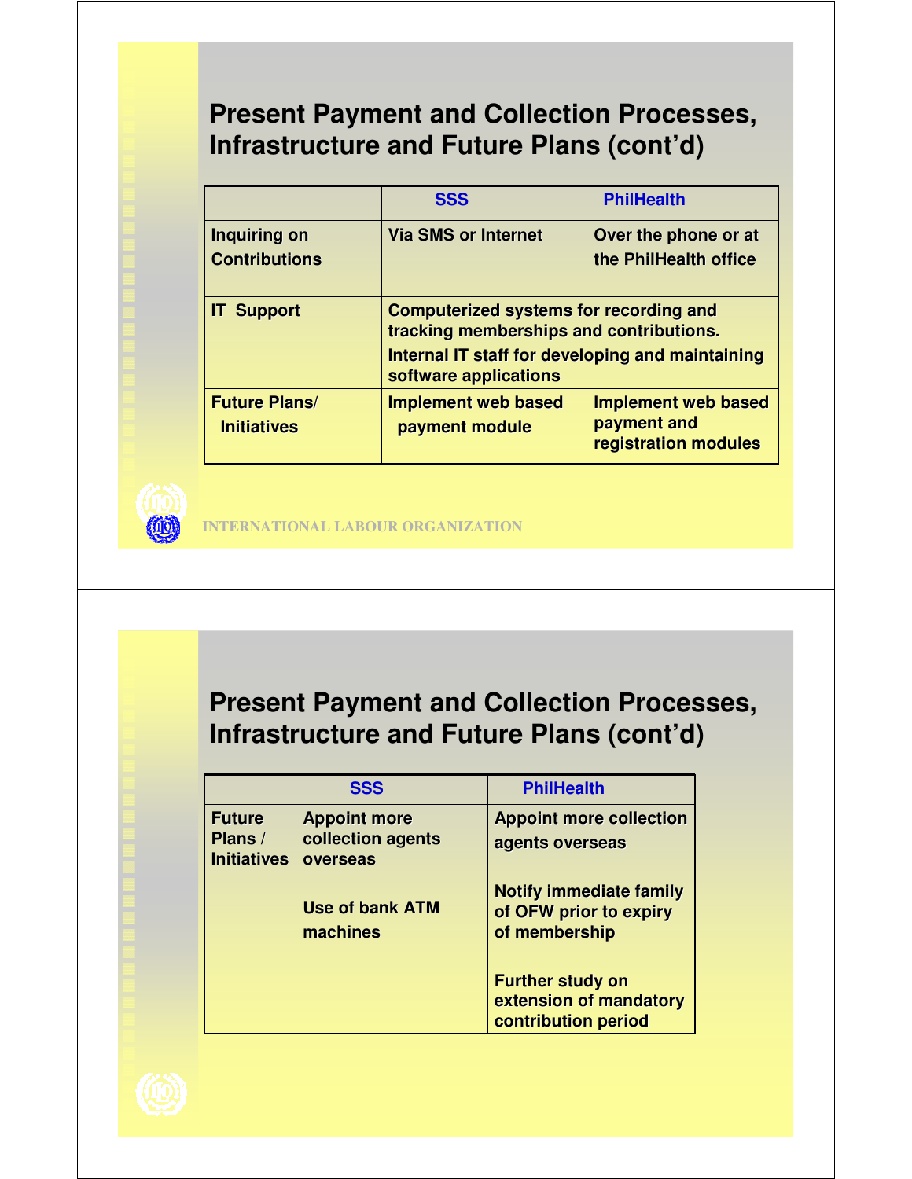## Present Payment and Collection Processes, Infrastructure and Future Plans (cont'd)

| | SSS | PhilHealth |
|---|---|---|
| Inquiring on Contributions | Via SMS or Internet | Over the phone or at the PhilHealth office |
| IT Support | Computerized systems for recording and tracking memberships and contributions. Internal IT staff for developing and maintaining software applications | |
| Future Plans/ Initiatives | Implement web based payment module | Implement web based payment and registration modules |

INTERNATIONAL LABOUR ORGANIZATION

## Present Payment and Collection Processes, Infrastructure and Future Plans (cont'd)

| | SSS | PhilHealth |
|---|---|---|
| Future Plans / Initiatives | Appoint more collection agents overseas<br><br>Use of bank ATM machines | Appoint more collection agents overseas<br><br>Notify immediate family of OFW prior to expiry of membership<br><br>Further study on extension of mandatory contribution period |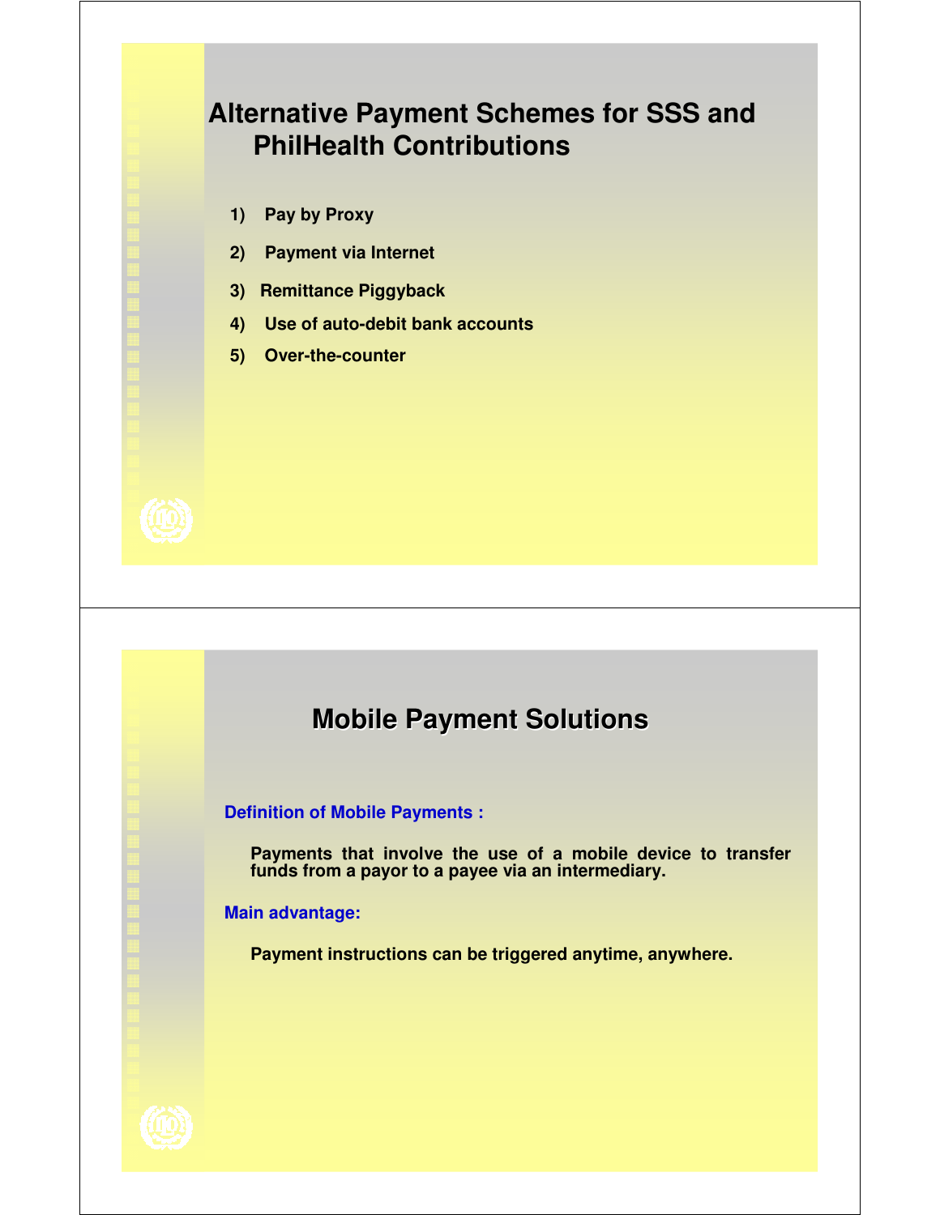## Alternative Payment Schemes for SSS and PhilHealth Contributions

1) Pay by Proxy
2) Payment via Internet
3) Remittance Piggyback
4) Use of auto-debit bank accounts
5) Over-the-counter

## Mobile Payment Solutions

**Definition of Mobile Payments :**

Payments that involve the use of a mobile device to transfer funds from a payor to a payee via an intermediary.

**Main advantage:**

Payment instructions can be triggered anytime, anywhere.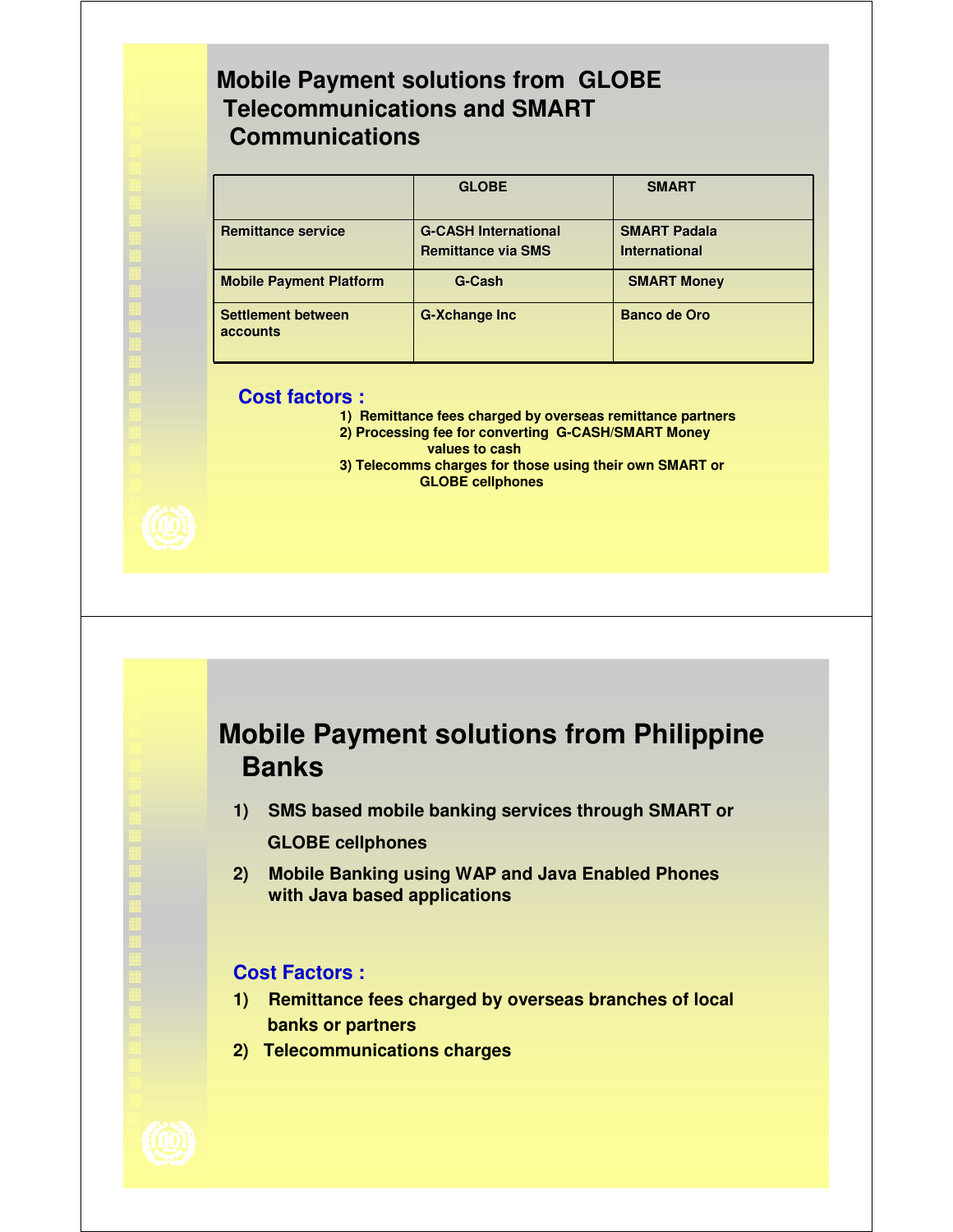## Mobile Payment solutions from GLOBE Telecommunications and SMART Communications

| | GLOBE | SMART |
|---|---|---|
| Remittance service | G-CASH International Remittance via SMS | SMART Padala International |
| Mobile Payment Platform | G-Cash | SMART Money |
| Settlement between accounts | G-Xchange Inc | Banco de Oro |

**Cost factors :**

1) Remittance fees charged by overseas remittance partners
2) Processing fee for converting G-CASH/SMART Money values to cash
3) Telecomms charges for those using their own SMART or GLOBE cellphones

## Mobile Payment solutions from Philippine Banks

1) SMS based mobile banking services through SMART or GLOBE cellphones
2) Mobile Banking using WAP and Java Enabled Phones with Java based applications

**Cost Factors :**

1) Remittance fees charged by overseas branches of local banks or partners
2) Telecommunications charges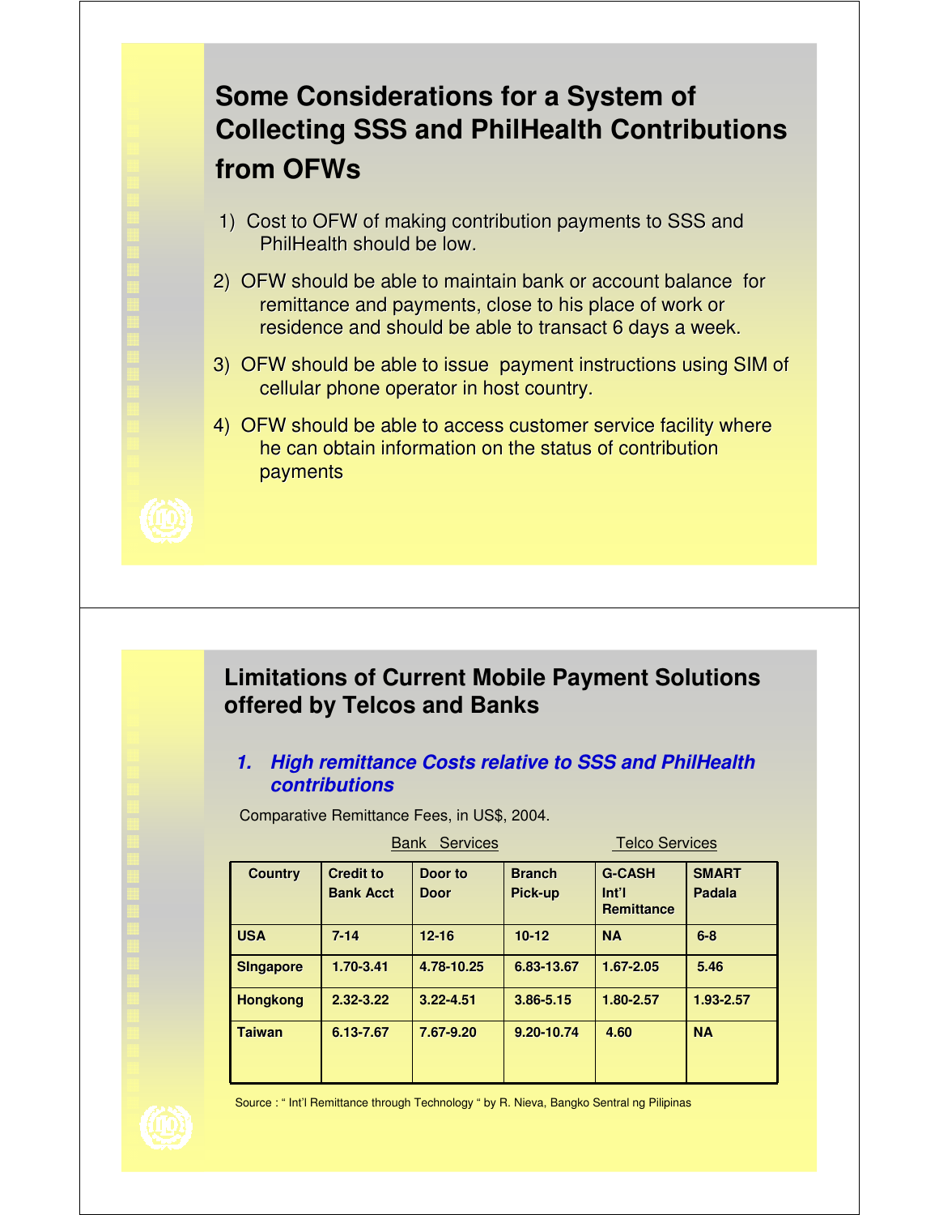## Some Considerations for a System of Collecting SSS and PhilHealth Contributions from OFWs

1) Cost to OFW of making contribution payments to SSS and PhilHealth should be low.
2) OFW should be able to maintain bank or account balance for remittance and payments, close to his place of work or residence and should be able to transact 6 days a week.
3) OFW should be able to issue payment instructions using SIM of cellular phone operator in host country.
4) OFW should be able to access customer service facility where he can obtain information on the status of contribution payments

## Limitations of Current Mobile Payment Solutions offered by Telcos and Banks

### *1. High remittance Costs relative to SSS and PhilHealth contributions*

Comparative Remittance Fees, in US$, 2004.

| | Bank Services | | | Telco Services | |
|---|---|---|---|---|---|
| **Country** | **Credit to Bank Acct** | **Door to Door** | **Branch Pick-up** | **G-CASH Int'l Remittance** | **SMART Padala** |
| **USA** | **7-14** | **12-16** | **10-12** | **NA** | **6-8** |
| **SIngapore** | **1.70-3.41** | **4.78-10.25** | **6.83-13.67** | **1.67-2.05** | **5.46** |
| **Hongkong** | **2.32-3.22** | **3.22-4.51** | **3.86-5.15** | **1.80-2.57** | **1.93-2.57** |
| **Taiwan** | **6.13-7.67** | **7.67-9.20** | **9.20-10.74** | **4.60** | **NA** |

Source : " Int'l Remittance through Technology " by R. Nieva, Bangko Sentral ng Pilipinas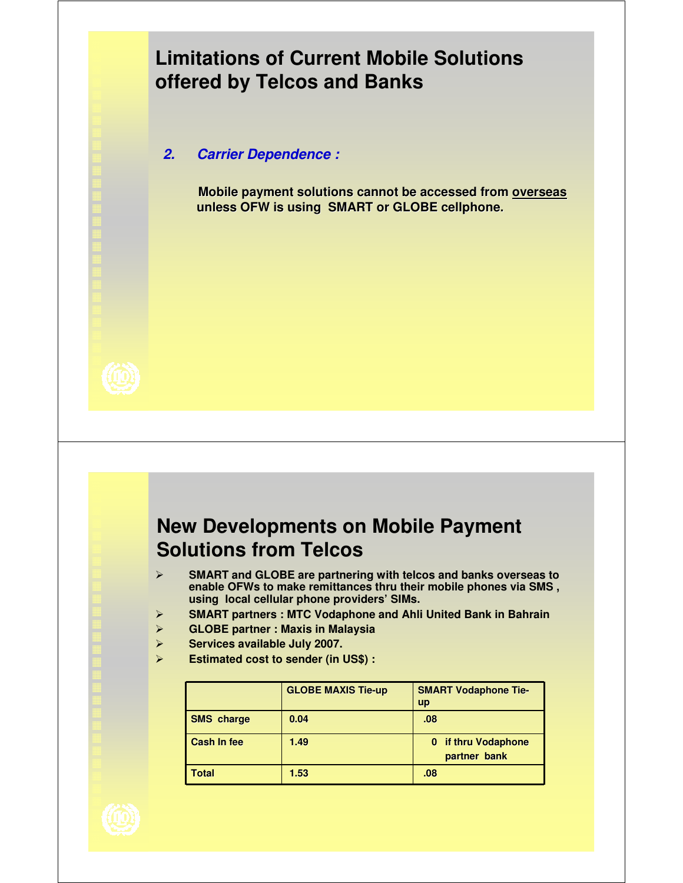## Limitations of Current Mobile Solutions offered by Telcos and Banks

***2. Carrier Dependence :***

**Mobile payment solutions cannot be accessed from overseas unless OFW is using SMART or GLOBE cellphone.**

## New Developments on Mobile Payment Solutions from Telcos

- **SMART and GLOBE are partnering with telcos and banks overseas to enable OFWs to make remittances thru their mobile phones via SMS , using local cellular phone providers' SIMs.**
- **SMART partners : MTC Vodaphone and Ahli United Bank in Bahrain**
- **GLOBE partner : Maxis in Malaysia**
- **Services available July 2007.**
- **Estimated cost to sender (in US$) :**

| | GLOBE MAXIS Tie-up | SMART Vodaphone Tie-up |
|---|---|---|
| SMS charge | 0.04 | .08 |
| Cash In fee | 1.49 | 0 if thru Vodaphone partner bank |
| Total | 1.53 | .08 |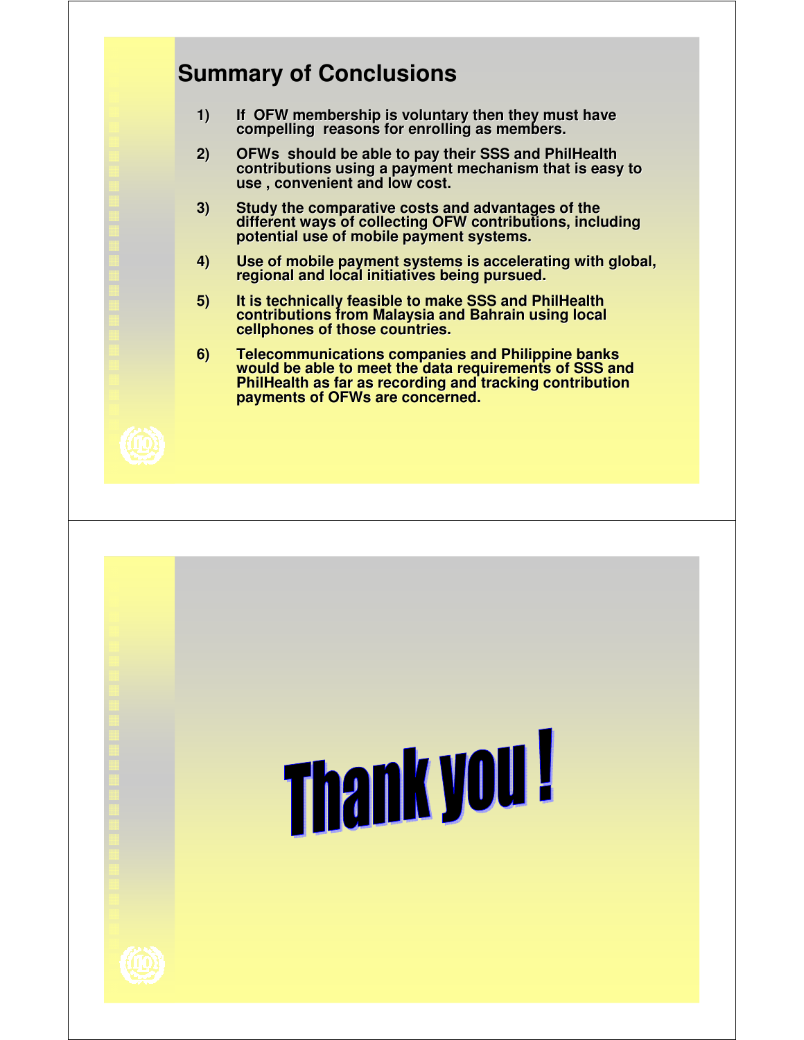## Summary of Conclusions

1) If OFW membership is voluntary then they must have compelling reasons for enrolling as members.

2) OFWs should be able to pay their SSS and PhilHealth contributions using a payment mechanism that is easy to use , convenient and low cost.

3) Study the comparative costs and advantages of the different ways of collecting OFW contributions, including potential use of mobile payment systems.

4) Use of mobile payment systems is accelerating with global, regional and local initiatives being pursued.

5) It is technically feasible to make SSS and PhilHealth contributions from Malaysia and Bahrain using local cellphones of those countries.

6) Telecommunications companies and Philippine banks would be able to meet the data requirements of SSS and PhilHealth as far as recording and tracking contribution payments of OFWs are concerned.

# Thank you !